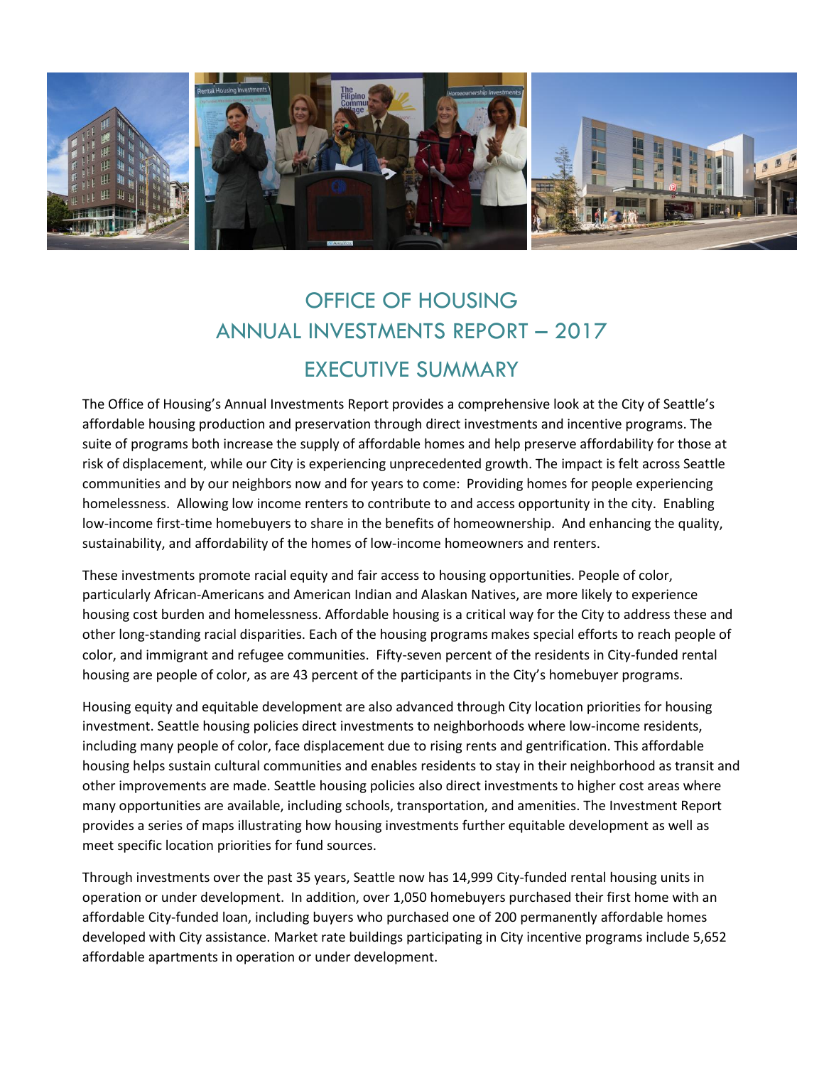# OFFICE OF HOUSING
# ANNUAL INVESTMENTS REPORT – 2017

## EXECUTIVE SUMMARY

The Office of Housing's Annual Investments Report provides a comprehensive look at the City of Seattle's affordable housing production and preservation through direct investments and incentive programs. The suite of programs both increase the supply of affordable homes and help preserve affordability for those at risk of displacement, while our City is experiencing unprecedented growth. The impact is felt across Seattle communities and by our neighbors now and for years to come: Providing homes for people experiencing homelessness. Allowing low income renters to contribute to and access opportunity in the city. Enabling low-income first-time homebuyers to share in the benefits of homeownership. And enhancing the quality, sustainability, and affordability of the homes of low-income homeowners and renters.

These investments promote racial equity and fair access to housing opportunities. People of color, particularly African-Americans and American Indian and Alaskan Natives, are more likely to experience housing cost burden and homelessness. Affordable housing is a critical way for the City to address these and other long-standing racial disparities. Each of the housing programs makes special efforts to reach people of color, and immigrant and refugee communities. Fifty-seven percent of the residents in City-funded rental housing are people of color, as are 43 percent of the participants in the City's homebuyer programs.

Housing equity and equitable development are also advanced through City location priorities for housing investment. Seattle housing policies direct investments to neighborhoods where low-income residents, including many people of color, face displacement due to rising rents and gentrification. This affordable housing helps sustain cultural communities and enables residents to stay in their neighborhood as transit and other improvements are made. Seattle housing policies also direct investments to higher cost areas where many opportunities are available, including schools, transportation, and amenities. The Investment Report provides a series of maps illustrating how housing investments further equitable development as well as meet specific location priorities for fund sources.

Through investments over the past 35 years, Seattle now has 14,999 City-funded rental housing units in operation or under development. In addition, over 1,050 homebuyers purchased their first home with an affordable City-funded loan, including buyers who purchased one of 200 permanently affordable homes developed with City assistance. Market rate buildings participating in City incentive programs include 5,652 affordable apartments in operation or under development.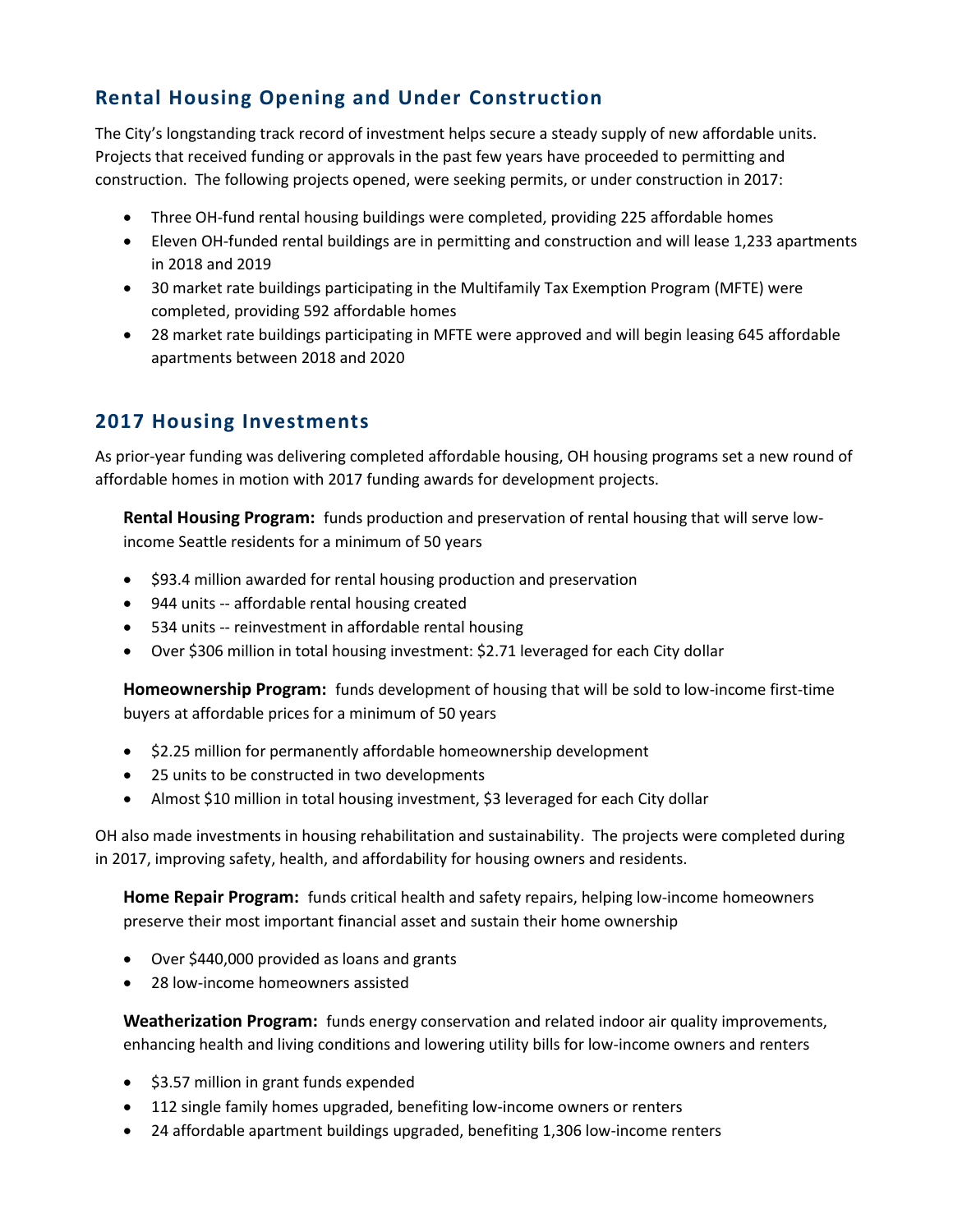## Rental Housing Opening and Under Construction

The City's longstanding track record of investment helps secure a steady supply of new affordable units. Projects that received funding or approvals in the past few years have proceeded to permitting and construction. The following projects opened, were seeking permits, or under construction in 2017:

- Three OH-fund rental housing buildings were completed, providing 225 affordable homes
- Eleven OH-funded rental buildings are in permitting and construction and will lease 1,233 apartments in 2018 and 2019
- 30 market rate buildings participating in the Multifamily Tax Exemption Program (MFTE) were completed, providing 592 affordable homes
- 28 market rate buildings participating in MFTE were approved and will begin leasing 645 affordable apartments between 2018 and 2020

## 2017 Housing Investments

As prior-year funding was delivering completed affordable housing, OH housing programs set a new round of affordable homes in motion with 2017 funding awards for development projects.

**Rental Housing Program:** funds production and preservation of rental housing that will serve low-income Seattle residents for a minimum of 50 years

- $93.4 million awarded for rental housing production and preservation
- 944 units -- affordable rental housing created
- 534 units -- reinvestment in affordable rental housing
- Over $306 million in total housing investment: $2.71 leveraged for each City dollar

**Homeownership Program:** funds development of housing that will be sold to low-income first-time buyers at affordable prices for a minimum of 50 years

- $2.25 million for permanently affordable homeownership development
- 25 units to be constructed in two developments
- Almost $10 million in total housing investment, $3 leveraged for each City dollar

OH also made investments in housing rehabilitation and sustainability. The projects were completed during in 2017, improving safety, health, and affordability for housing owners and residents.

**Home Repair Program:** funds critical health and safety repairs, helping low-income homeowners preserve their most important financial asset and sustain their home ownership

- Over $440,000 provided as loans and grants
- 28 low-income homeowners assisted

**Weatherization Program:** funds energy conservation and related indoor air quality improvements, enhancing health and living conditions and lowering utility bills for low-income owners and renters

- $3.57 million in grant funds expended
- 112 single family homes upgraded, benefiting low-income owners or renters
- 24 affordable apartment buildings upgraded, benefiting 1,306 low-income renters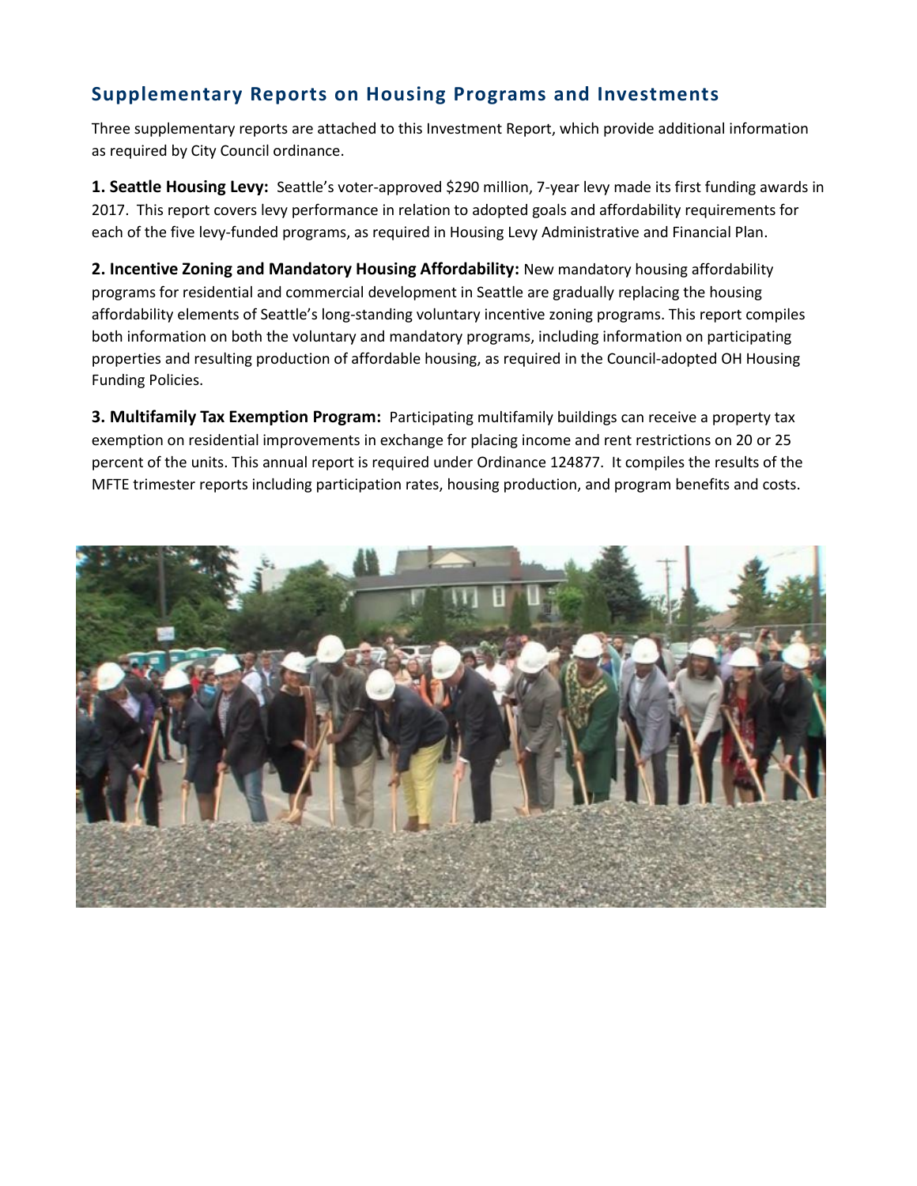## Supplementary Reports on Housing Programs and Investments

Three supplementary reports are attached to this Investment Report, which provide additional information as required by City Council ordinance.

**1. Seattle Housing Levy:** Seattle's voter-approved $290 million, 7-year levy made its first funding awards in 2017. This report covers levy performance in relation to adopted goals and affordability requirements for each of the five levy-funded programs, as required in Housing Levy Administrative and Financial Plan.

**2. Incentive Zoning and Mandatory Housing Affordability:** New mandatory housing affordability programs for residential and commercial development in Seattle are gradually replacing the housing affordability elements of Seattle's long-standing voluntary incentive zoning programs. This report compiles both information on both the voluntary and mandatory programs, including information on participating properties and resulting production of affordable housing, as required in the Council-adopted OH Housing Funding Policies.

**3. Multifamily Tax Exemption Program:** Participating multifamily buildings can receive a property tax exemption on residential improvements in exchange for placing income and rent restrictions on 20 or 25 percent of the units. This annual report is required under Ordinance 124877. It compiles the results of the MFTE trimester reports including participation rates, housing production, and program benefits and costs.